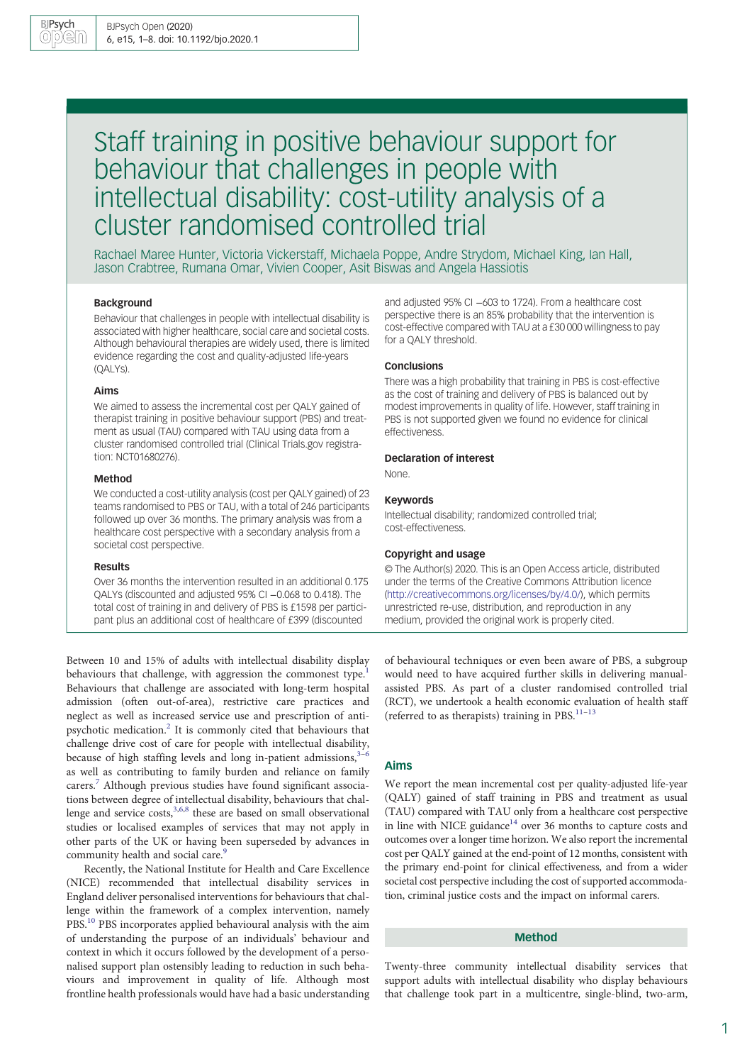# Staff training in positive behaviour support for behaviour that challenges in people with intellectual disability: cost-utility analysis of a cluster randomised controlled trial

Rachael Maree Hunter, Victoria Vickerstaff, Michaela Poppe, Andre Strydom, Michael King, Ian Hall, Jason Crabtree, Rumana Omar, Vivien Cooper, Asit Biswas and Angela Hassiotis

### Background

Behaviour that challenges in people with intellectual disability is associated with higher healthcare, social care and societal costs. Although behavioural therapies are widely used, there is limited evidence regarding the cost and quality-adjusted life-years (QALYs).

### Aims

We aimed to assess the incremental cost per QALY gained of therapist training in positive behaviour support (PBS) and treatment as usual (TAU) compared with TAU using data from a cluster randomised controlled trial (Clinical Trials.gov registration: NCT01680276).

### Method

We conducted a cost-utility analysis (cost per QALY gained) of 23 teams randomised to PBS or TAU, with a total of 246 participants followed up over 36 months. The primary analysis was from a healthcare cost perspective with a secondary analysis from a societal cost perspective.

### Results

Over 36 months the intervention resulted in an additional 0.175 QALYs (discounted and adjusted 95% CI −0.068 to 0.418). The total cost of training in and delivery of PBS is £1598 per participant plus an additional cost of healthcare of £399 (discounted and adjusted 95% CI −603 to 1724). From a healthcare cost perspective there is an 85% probability that the intervention is cost-effective compared with TAU at a £30 000 willingness to pay for a QALY threshold.

### Conclusions

There was a high probability that training in PBS is cost-effective as the cost of training and delivery of PBS is balanced out by modest improvements in quality of life. However, staff training in PBS is not supported given we found no evidence for clinical effectiveness.

### Declaration of interest

None.

### Keywords

Intellectual disability; randomized controlled trial; cost-effectiveness.

### Copyright and usage

© The Author(s) 2020. This is an Open Access article, distributed under the terms of the Creative Commons Attribution licence (http://creativecommons.org/licenses/by/4.0/), which permits unrestricted re-use, distribution, and reproduction in any medium, provided the original work is properly cited.

Between 10 and 15% of adults with intellectual disability display behaviours that challenge, with aggression the commonest type.[1] Behaviours that challenge are associated with long-term hospital admission (often out-of-area), restrictive care practices and neglect as well as increased service use and prescription of antipsychotic medication.[2] It is commonly cited that behaviours that challenge drive cost of care for people with intellectual disability, because of high staffing levels and long in-patient admissions,[3–6] as well as contributing to family burden and reliance on family carers.[7] Although previous studies have found significant associations between degree of intellectual disability, behaviours that challenge and service costs,[3,6,8] these are based on small observational studies or localised examples of services that may not apply in other parts of the UK or having been superseded by advances in community health and social care.[9]

Recently, the National Institute for Health and Care Excellence (NICE) recommended that intellectual disability services in England deliver personalised interventions for behaviours that challenge within the framework of a complex intervention, namely PBS.[10] PBS incorporates applied behavioural analysis with the aim of understanding the purpose of an individuals' behaviour and context in which it occurs followed by the development of a personalised support plan ostensibly leading to reduction in such behaviours and improvement in quality of life. Although most frontline health professionals would have had a basic understanding of behavioural techniques or even been aware of PBS, a subgroup would need to have acquired further skills in delivering manual-assisted PBS. As part of a cluster randomised controlled trial (RCT), we undertook a health economic evaluation of health staff (referred to as therapists) training in PBS.[11–13]

## Aims

We report the mean incremental cost per quality-adjusted life-year (QALY) gained of staff training in PBS and treatment as usual (TAU) compared with TAU only from a healthcare cost perspective in line with NICE guidance[14] over 36 months to capture costs and outcomes over a longer time horizon. We also report the incremental cost per QALY gained at the end-point of 12 months, consistent with the primary end-point for clinical effectiveness, and from a wider societal cost perspective including the cost of supported accommodation, criminal justice costs and the impact on informal carers.

## Method

Twenty-three community intellectual disability services that support adults with intellectual disability who display behaviours that challenge took part in a multicentre, single-blind, two-arm,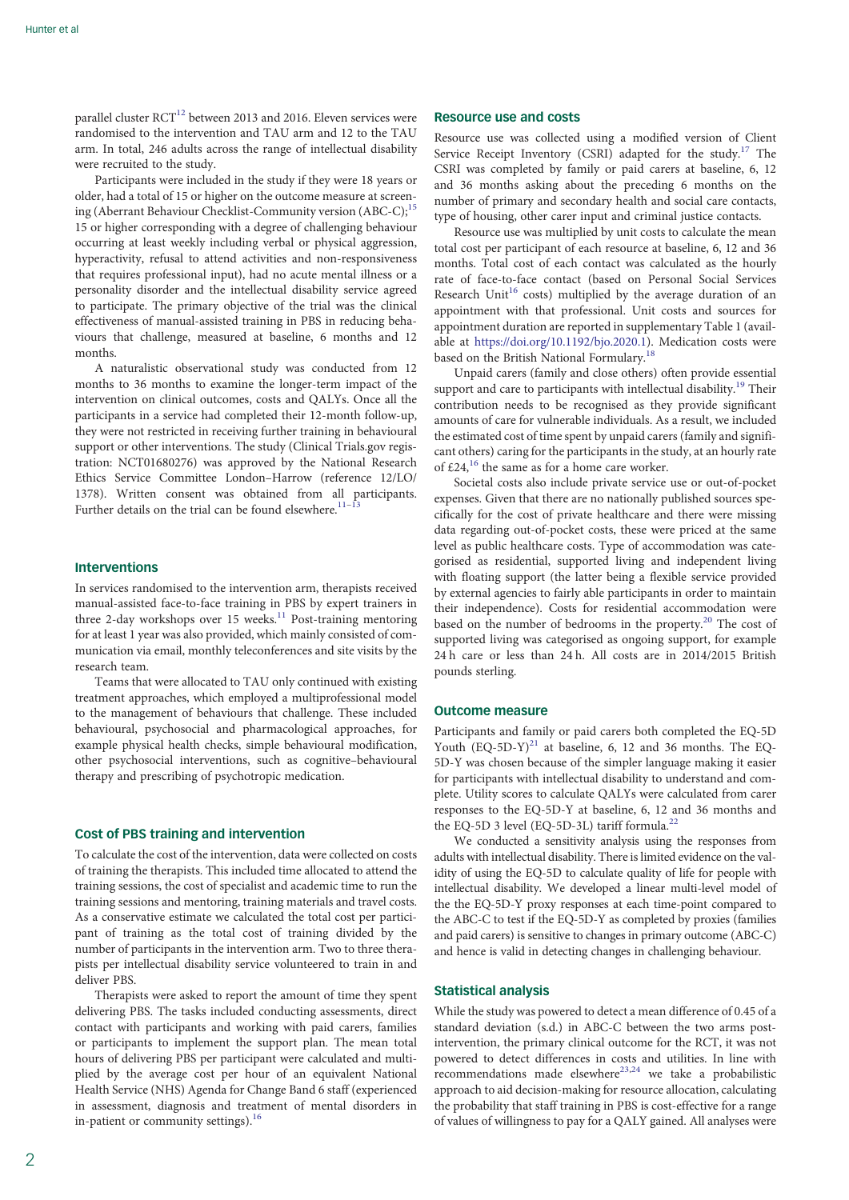parallel cluster RCT[12] between 2013 and 2016. Eleven services were randomised to the intervention and TAU arm and 12 to the TAU arm. In total, 246 adults across the range of intellectual disability were recruited to the study.

Participants were included in the study if they were 18 years or older, had a total of 15 or higher on the outcome measure at screening (Aberrant Behaviour Checklist-Community version (ABC-C);[15] 15 or higher corresponding with a degree of challenging behaviour occurring at least weekly including verbal or physical aggression, hyperactivity, refusal to attend activities and non-responsiveness that requires professional input), had no acute mental illness or a personality disorder and the intellectual disability service agreed to participate. The primary objective of the trial was the clinical effectiveness of manual-assisted training in PBS in reducing behaviours that challenge, measured at baseline, 6 months and 12 months.

A naturalistic observational study was conducted from 12 months to 36 months to examine the longer-term impact of the intervention on clinical outcomes, costs and QALYs. Once all the participants in a service had completed their 12-month follow-up, they were not restricted in receiving further training in behavioural support or other interventions. The study (Clinical Trials.gov registration: NCT01680276) was approved by the National Research Ethics Service Committee London–Harrow (reference 12/LO/1378). Written consent was obtained from all participants. Further details on the trial can be found elsewhere.[11–13]

## Interventions

In services randomised to the intervention arm, therapists received manual-assisted face-to-face training in PBS by expert trainers in three 2-day workshops over 15 weeks.[11] Post-training mentoring for at least 1 year was also provided, which mainly consisted of communication via email, monthly teleconferences and site visits by the research team.

Teams that were allocated to TAU only continued with existing treatment approaches, which employed a multiprofessional model to the management of behaviours that challenge. These included behavioural, psychosocial and pharmacological approaches, for example physical health checks, simple behavioural modification, other psychosocial interventions, such as cognitive–behavioural therapy and prescribing of psychotropic medication.

## Cost of PBS training and intervention

To calculate the cost of the intervention, data were collected on costs of training the therapists. This included time allocated to attend the training sessions, the cost of specialist and academic time to run the training sessions and mentoring, training materials and travel costs. As a conservative estimate we calculated the total cost per participant of training as the total cost of training divided by the number of participants in the intervention arm. Two to three therapists per intellectual disability service volunteered to train in and deliver PBS.

Therapists were asked to report the amount of time they spent delivering PBS. The tasks included conducting assessments, direct contact with participants and working with paid carers, families or participants to implement the support plan. The mean total hours of delivering PBS per participant were calculated and multiplied by the average cost per hour of an equivalent National Health Service (NHS) Agenda for Change Band 6 staff (experienced in assessment, diagnosis and treatment of mental disorders in in-patient or community settings).[16]

## Resource use and costs

Resource use was collected using a modified version of Client Service Receipt Inventory (CSRI) adapted for the study.[17] The CSRI was completed by family or paid carers at baseline, 6, 12 and 36 months asking about the preceding 6 months on the number of primary and secondary health and social care contacts, type of housing, other carer input and criminal justice contacts.

Resource use was multiplied by unit costs to calculate the mean total cost per participant of each resource at baseline, 6, 12 and 36 months. Total cost of each contact was calculated as the hourly rate of face-to-face contact (based on Personal Social Services Research Unit[16] costs) multiplied by the average duration of an appointment with that professional. Unit costs and sources for appointment duration are reported in supplementary Table 1 (available at https://doi.org/10.1192/bjo.2020.1). Medication costs were based on the British National Formulary.[18]

Unpaid carers (family and close others) often provide essential support and care to participants with intellectual disability.[19] Their contribution needs to be recognised as they provide significant amounts of care for vulnerable individuals. As a result, we included the estimated cost of time spent by unpaid carers (family and significant others) caring for the participants in the study, at an hourly rate of £24,[16] the same as for a home care worker.

Societal costs also include private service use or out-of-pocket expenses. Given that there are no nationally published sources specifically for the cost of private healthcare and there were missing data regarding out-of-pocket costs, these were priced at the same level as public healthcare costs. Type of accommodation was categorised as residential, supported living and independent living with floating support (the latter being a flexible service provided by external agencies to fairly able participants in order to maintain their independence). Costs for residential accommodation were based on the number of bedrooms in the property.[20] The cost of supported living was categorised as ongoing support, for example 24 h care or less than 24 h. All costs are in 2014/2015 British pounds sterling.

## Outcome measure

Participants and family or paid carers both completed the EQ-5D Youth (EQ-5D-Y)[21] at baseline, 6, 12 and 36 months. The EQ-5D-Y was chosen because of the simpler language making it easier for participants with intellectual disability to understand and complete. Utility scores to calculate QALYs were calculated from carer responses to the EQ-5D-Y at baseline, 6, 12 and 36 months and the EQ-5D 3 level (EQ-5D-3L) tariff formula.[22]

We conducted a sensitivity analysis using the responses from adults with intellectual disability. There is limited evidence on the validity of using the EQ-5D to calculate quality of life for people with intellectual disability. We developed a linear multi-level model of the the EQ-5D-Y proxy responses at each time-point compared to the ABC-C to test if the EQ-5D-Y as completed by proxies (families and paid carers) is sensitive to changes in primary outcome (ABC-C) and hence is valid in detecting changes in challenging behaviour.

## Statistical analysis

While the study was powered to detect a mean difference of 0.45 of a standard deviation (s.d.) in ABC-C between the two arms post-intervention, the primary clinical outcome for the RCT, it was not powered to detect differences in costs and utilities. In line with recommendations made elsewhere[23,24] we take a probabilistic approach to aid decision-making for resource allocation, calculating the probability that staff training in PBS is cost-effective for a range of values of willingness to pay for a QALY gained. All analyses were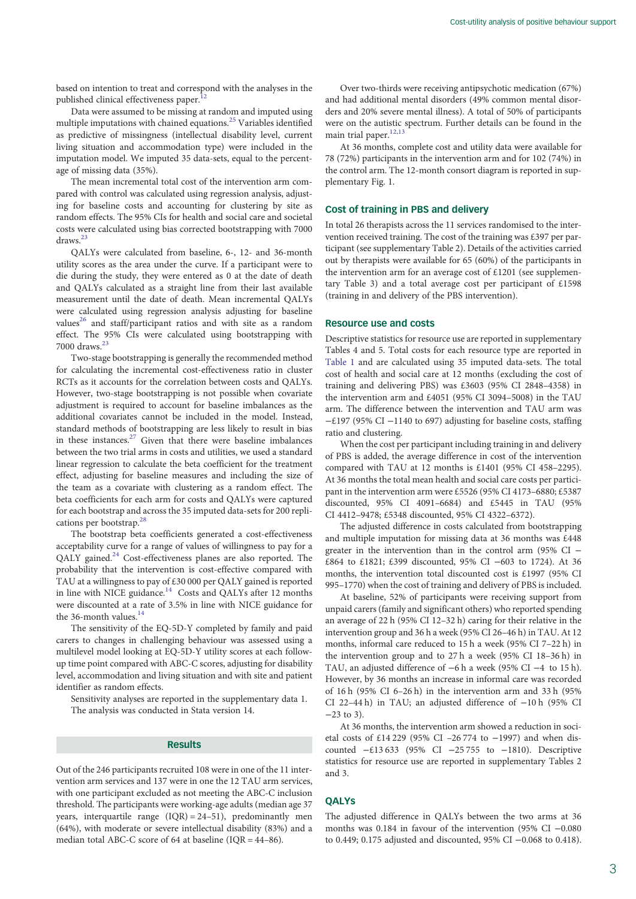based on intention to treat and correspond with the analyses in the published clinical effectiveness paper.[12]

Data were assumed to be missing at random and imputed using multiple imputations with chained equations.[25] Variables identified as predictive of missingness (intellectual disability level, current living situation and accommodation type) were included in the imputation model. We imputed 35 data-sets, equal to the percentage of missing data (35%).

The mean incremental total cost of the intervention arm compared with control was calculated using regression analysis, adjusting for baseline costs and accounting for clustering by site as random effects. The 95% CIs for health and social care and societal costs were calculated using bias corrected bootstrapping with 7000 draws.[23]

QALYs were calculated from baseline, 6-, 12- and 36-month utility scores as the area under the curve. If a participant were to die during the study, they were entered as 0 at the date of death and QALYs calculated as a straight line from their last available measurement until the date of death. Mean incremental QALYs were calculated using regression analysis adjusting for baseline values[26] and staff/participant ratios and with site as a random effect. The 95% CIs were calculated using bootstrapping with 7000 draws.[23]

Two-stage bootstrapping is generally the recommended method for calculating the incremental cost-effectiveness ratio in cluster RCTs as it accounts for the correlation between costs and QALYs. However, two-stage bootstrapping is not possible when covariate adjustment is required to account for baseline imbalances as the additional covariates cannot be included in the model. Instead, standard methods of bootstrapping are less likely to result in bias in these instances.[27] Given that there were baseline imbalances between the two trial arms in costs and utilities, we used a standard linear regression to calculate the beta coefficient for the treatment effect, adjusting for baseline measures and including the size of the team as a covariate with clustering as a random effect. The beta coefficients for each arm for costs and QALYs were captured for each bootstrap and across the 35 imputed data-sets for 200 replications per bootstrap.[28]

The bootstrap beta coefficients generated a cost-effectiveness acceptability curve for a range of values of willingness to pay for a QALY gained.[24] Cost-effectiveness planes are also reported. The probability that the intervention is cost-effective compared with TAU at a willingness to pay of £30 000 per QALY gained is reported in line with NICE guidance.[14] Costs and QALYs after 12 months were discounted at a rate of 3.5% in line with NICE guidance for the 36-month values.[14]

The sensitivity of the EQ-5D-Y completed by family and paid carers to changes in challenging behaviour was assessed using a multilevel model looking at EQ-5D-Y utility scores at each follow-up time point compared with ABC-C scores, adjusting for disability level, accommodation and living situation and with site and patient identifier as random effects.

Sensitivity analyses are reported in the supplementary data 1.

The analysis was conducted in Stata version 14.

## Results

Out of the 246 participants recruited 108 were in one of the 11 intervention arm services and 137 were in one the 12 TAU arm services, with one participant excluded as not meeting the ABC-C inclusion threshold. The participants were working-age adults (median age 37 years, interquartile range (IQR) = 24–51), predominantly men (64%), with moderate or severe intellectual disability (83%) and a median total ABC-C score of 64 at baseline (IQR = 44–86).

Over two-thirds were receiving antipsychotic medication (67%) and had additional mental disorders (49% common mental disorders and 20% severe mental illness). A total of 50% of participants were on the autistic spectrum. Further details can be found in the main trial paper.[12,13]

At 36 months, complete cost and utility data were available for 78 (72%) participants in the intervention arm and for 102 (74%) in the control arm. The 12-month consort diagram is reported in supplementary Fig. 1.

### Cost of training in PBS and delivery

In total 26 therapists across the 11 services randomised to the intervention received training. The cost of the training was £397 per participant (see supplementary Table 2). Details of the activities carried out by therapists were available for 65 (60%) of the participants in the intervention arm for an average cost of £1201 (see supplementary Table 3) and a total average cost per participant of £1598 (training in and delivery of the PBS intervention).

### Resource use and costs

Descriptive statistics for resource use are reported in supplementary Tables 4 and 5. Total costs for each resource type are reported in Table 1 and are calculated using 35 imputed data-sets. The total cost of health and social care at 12 months (excluding the cost of training and delivering PBS) was £3603 (95% CI 2848–4358) in the intervention arm and £4051 (95% CI 3094–5008) in the TAU arm. The difference between the intervention and TAU arm was −£197 (95% CI −1140 to 697) adjusting for baseline costs, staffing ratio and clustering.

When the cost per participant including training in and delivery of PBS is added, the average difference in cost of the intervention compared with TAU at 12 months is £1401 (95% CI 458–2295). At 36 months the total mean health and social care costs per participant in the intervention arm were £5526 (95% CI 4173–6880; £5387 discounted, 95% CI 4091–6684) and £5445 in TAU (95% CI 4412–9478; £5348 discounted, 95% CI 4322–6372).

The adjusted difference in costs calculated from bootstrapping and multiple imputation for missing data at 36 months was £448 greater in the intervention than in the control arm (95% CI −£864 to £1821; £399 discounted, 95% CI −603 to 1724). At 36 months, the intervention total discounted cost is £1997 (95% CI 995–1770) when the cost of training and delivery of PBS is included.

At baseline, 52% of participants were receiving support from unpaid carers (family and significant others) who reported spending an average of 22 h (95% CI 12–32 h) caring for their relative in the intervention group and 36 h a week (95% CI 26–46 h) in TAU. At 12 months, informal care reduced to 15 h a week (95% CI 7–22 h) in the intervention group and to 27 h a week (95% CI 18–36 h) in TAU, an adjusted difference of −6 h a week (95% CI −4 to 15 h). However, by 36 months an increase in informal care was recorded of 16 h (95% CI 6–26 h) in the intervention arm and 33 h (95% CI 22–44 h) in TAU; an adjusted difference of −10 h (95% CI −23 to 3).

At 36 months, the intervention arm showed a reduction in societal costs of £14 229 (95% CI −26 774 to −1997) and when discounted −£13 633 (95% CI −25 755 to −1810). Descriptive statistics for resource use are reported in supplementary Tables 2 and 3.

### QALYs

The adjusted difference in QALYs between the two arms at 36 months was 0.184 in favour of the intervention (95% CI −0.080 to 0.449; 0.175 adjusted and discounted, 95% CI −0.068 to 0.418).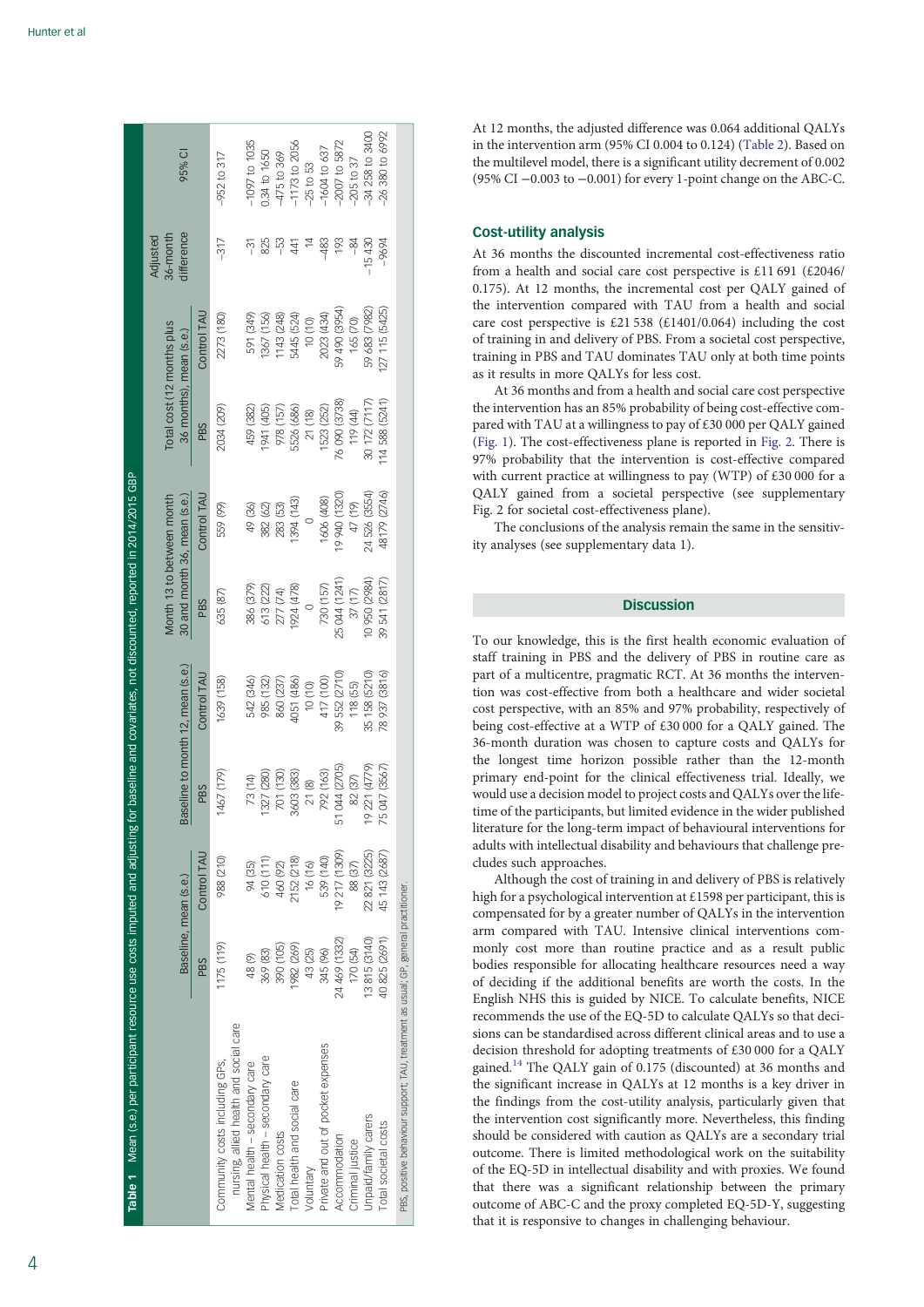**Table 1** Mean (s.e.) per participant resource use costs imputed and adjusting for baseline and covariates, not discounted, reported in 2014/2015 GBP

| | Baseline, mean (s.e.) | | Baseline to month 12, mean (s.e.) | | Month 13 to between month 30 and month 36, mean (s.e.) | | Total cost (12 months plus 36 months), mean (s.e.) | | Adjusted 36-month difference | 95% CI |
|---|---|---|---|---|---|---|---|---|---|---|
| | PBS | Control TAU | PBS | Control TAU | PBS | Control TAU | PBS | Control TAU | | |
| Community costs including GPs, nursing, allied health and social care | 1175 (119) | 988 (210) | 1467 (179) | 1639 (158) | 635 (87) | 559 (99) | 2034 (209) | 2273 (180) | −317 | −952 to 317 |
| Mental health – secondary care | 48 (9) | 94 (35) | 73 (14) | 542 (346) | 386 (379) | 49 (36) | 459 (382) | 591 (349) | −31 | −1097 to 1035 |
| Physical health – secondary care | 369 (83) | 610 (111) | 1327 (280) | 985 (132) | 613 (222) | 382 (62) | 1941 (405) | 1367 (156) | 825 | 0.34 to 1650 |
| Medication costs | 390 (105) | 460 (92) | 701 (130) | 860 (237) | 277 (74) | 283 (53) | 978 (157) | 1143 (248) | −53 | −475 to 369 |
| Total health and social care | 1982 (269) | 2152 (218) | 3603 (383) | 4051 (486) | 1924 (478) | 1394 (143) | 5526 (686) | 5445 (524) | 441 | −1173 to 2056 |
| Voluntary | 43 (25) | 16 (16) | 21 (8) | 10 (10) | 0 | 0 | 21 (18) | 10 (10) | 14 | −25 to 53 |
| Private and out of pocket expenses | 345 (96) | 539 (140) | 792 (163) | 417 (100) | 730 (157) | 1606 (408) | 1523 (252) | 2023 (434) | −483 | −1604 to 637 |
| Accommodation | 24 469 (1332) | 19 217 (1309) | 51 044 (2705) | 39 552 (2710) | 25 044 (1241) | 19 940 (1320) | 76 090 (3738) | 59 490 (3954) | 193 | −2007 to 5872 |
| Criminal justice | 170 (54) | 88 (37) | 82 (37) | 118 (55) | 37 (17) | 47 (19) | 119 (44) | 165 (70) | −84 | −205 to 37 |
| Unpaid/family carers | 13 815 (3140) | 22 821 (3225) | 19 221 (4779) | 35 158 (5210) | 10 950 (2984) | 24 526 (3554) | 30 172 (7117) | 59 683 (7982) | −15 430 | −34 258 to 3400 |
| Total societal costs | 40 825 (2691) | 45 143 (2687) | 75 047 (3567) | 78 937 (3816) | 39 541 (2817) | 48179 (2746) | 114 588 (5241) | 127 115 (5425) | −9694 | −26 380 to 6992 |

PBS, positive behaviour support; TAU, treatment as usual; GP, general practitioner.

At 12 months, the adjusted difference was 0.064 additional QALYs in the intervention arm (95% CI 0.004 to 0.124) (Table 2). Based on the multilevel model, there is a significant utility decrement of 0.002 (95% CI −0.003 to −0.001) for every 1-point change on the ABC-C.

### Cost-utility analysis

At 36 months the discounted incremental cost-effectiveness ratio from a health and social care cost perspective is £11 691 (£2046/0.175). At 12 months, the incremental cost per QALY gained of the intervention compared with TAU from a health and social care cost perspective is £21 538 (£1401/0.064) including the cost of training in and delivery of PBS. From a societal cost perspective, training in PBS and TAU dominates TAU only at both time points as it results in more QALYs for less cost.

At 36 months and from a health and social care cost perspective the intervention has an 85% probability of being cost-effective compared with TAU at a willingness to pay of £30 000 per QALY gained (Fig. 1). The cost-effectiveness plane is reported in Fig. 2. There is 97% probability that the intervention is cost-effective compared with current practice at willingness to pay (WTP) of £30 000 for a QALY gained from a societal perspective (see supplementary Fig. 2 for societal cost-effectiveness plane).

The conclusions of the analysis remain the same in the sensitivity analyses (see supplementary data 1).

## Discussion

To our knowledge, this is the first health economic evaluation of staff training in PBS and the delivery of PBS in routine care as part of a multicentre, pragmatic RCT. At 36 months the intervention was cost-effective from both a healthcare and wider societal cost perspective, with an 85% and 97% probability, respectively of being cost-effective at a WTP of £30 000 for a QALY gained. The 36-month duration was chosen to capture costs and QALYs for the longest time horizon possible rather than the 12-month primary end-point for the clinical effectiveness trial. Ideally, we would use a decision model to project costs and QALYs over the lifetime of the participants, but limited evidence in the wider published literature for the long-term impact of behavioural interventions for adults with intellectual disability and behaviours that challenge precludes such approaches.

Although the cost of training in and delivery of PBS is relatively high for a psychological intervention at £1598 per participant, this is compensated for by a greater number of QALYs in the intervention arm compared with TAU. Intensive clinical interventions commonly cost more than routine practice and as a result public bodies responsible for allocating healthcare resources need a way of deciding if the additional benefits are worth the costs. In the English NHS this is guided by NICE. To calculate benefits, NICE recommends the use of the EQ-5D to calculate QALYs so that decisions can be standardised across different clinical areas and to use a decision threshold for adopting treatments of £30 000 for a QALY gained.[14] The QALY gain of 0.175 (discounted) at 36 months and the significant increase in QALYs at 12 months is a key driver in the findings from the cost-utility analysis, particularly given that the intervention cost significantly more. Nevertheless, this finding should be considered with caution as QALYs are a secondary trial outcome. There is limited methodological work on the suitability of the EQ-5D in intellectual disability and with proxies. We found that there was a significant relationship between the primary outcome of ABC-C and the proxy completed EQ-5D-Y, suggesting that it is responsive to changes in challenging behaviour.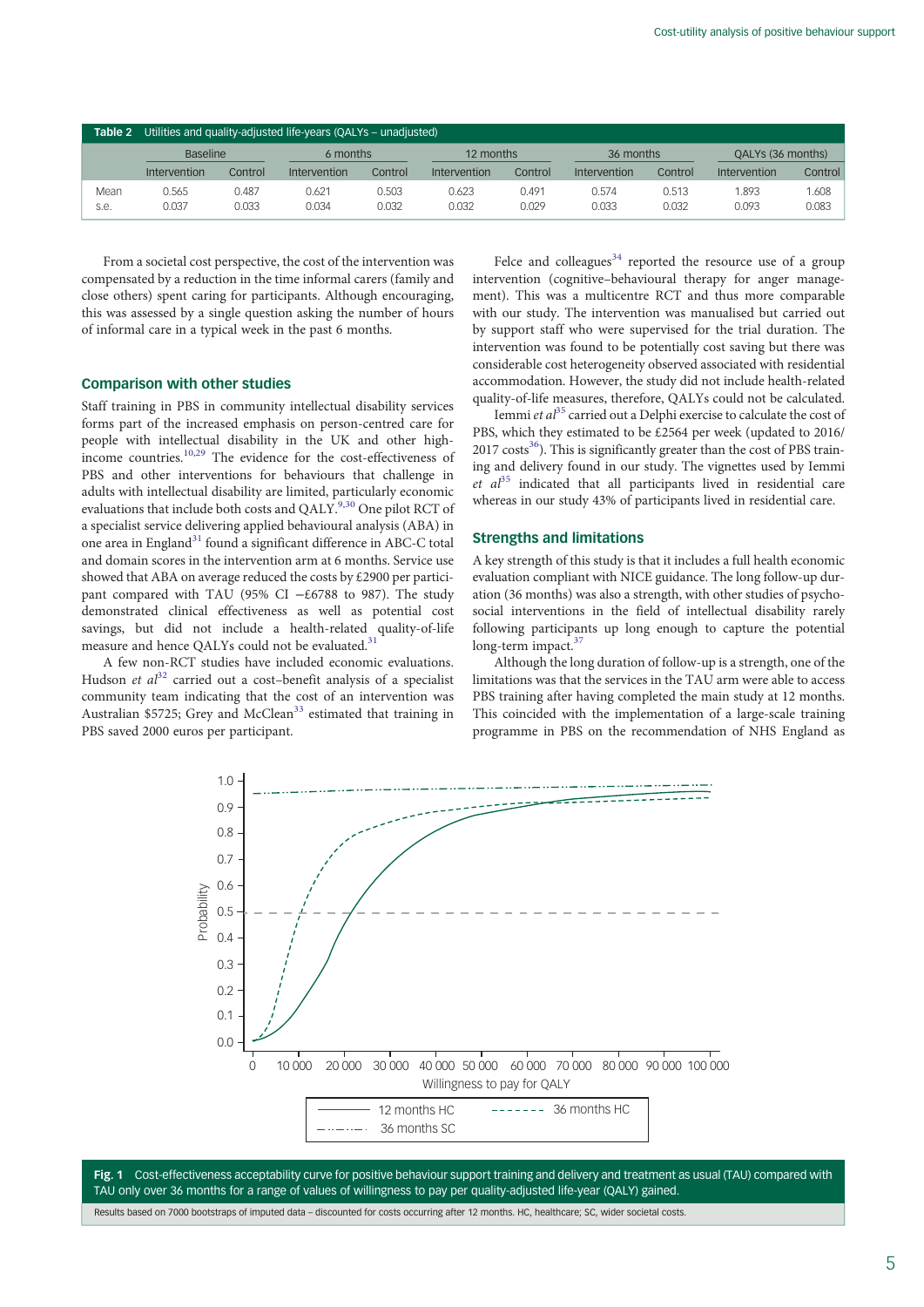| Table 2 Utilities and quality-adjusted life-years (QALYs – unadjusted) | | | | | | | | | | |
|---|---|---|---|---|---|---|---|---|---|---|
| | Baseline | | 6 months | | 12 months | | 36 months | | QALYs (36 months) | |
| | Intervention | Control | Intervention | Control | Intervention | Control | Intervention | Control | Intervention | Control |
| Mean | 0.565 | 0.487 | 0.621 | 0.503 | 0.623 | 0.491 | 0.574 | 0.513 | 1.893 | 1.608 |
| s.e. | 0.037 | 0.033 | 0.034 | 0.032 | 0.032 | 0.029 | 0.033 | 0.032 | 0.093 | 0.083 |

From a societal cost perspective, the cost of the intervention was compensated by a reduction in the time informal carers (family and close others) spent caring for participants. Although encouraging, this was assessed by a single question asking the number of hours of informal care in a typical week in the past 6 months.

## Comparison with other studies

Staff training in PBS in community intellectual disability services forms part of the increased emphasis on person-centred care for people with intellectual disability in the UK and other high-income countries.[10,29] The evidence for the cost-effectiveness of PBS and other interventions for behaviours that challenge in adults with intellectual disability are limited, particularly economic evaluations that include both costs and QALY.[9,30] One pilot RCT of a specialist service delivering applied behavioural analysis (ABA) in one area in England[31] found a significant difference in ABC-C total and domain scores in the intervention arm at 6 months. Service use showed that ABA on average reduced the costs by £2900 per participant compared with TAU (95% CI −£6788 to 987). The study demonstrated clinical effectiveness as well as potential cost savings, but did not include a health-related quality-of-life measure and hence QALYs could not be evaluated.[31]

A few non-RCT studies have included economic evaluations. Hudson *et al*[32] carried out a cost–benefit analysis of a specialist community team indicating that the cost of an intervention was Australian $5725; Grey and McClean[33] estimated that training in PBS saved 2000 euros per participant.

Felce and colleagues[34] reported the resource use of a group intervention (cognitive–behavioural therapy for anger management). This was a multicentre RCT and thus more comparable with our study. The intervention was manualised but carried out by support staff who were supervised for the trial duration. The intervention was found to be potentially cost saving but there was considerable cost heterogeneity observed associated with residential accommodation. However, the study did not include health-related quality-of-life measures, therefore, QALYs could not be calculated.

Iemmi *et al*[35] carried out a Delphi exercise to calculate the cost of PBS, which they estimated to be £2564 per week (updated to 2016/2017 costs[36]). This is significantly greater than the cost of PBS training and delivery found in our study. The vignettes used by Iemmi *et al*[35] indicated that all participants lived in residential care whereas in our study 43% of participants lived in residential care.

## Strengths and limitations

A key strength of this study is that it includes a full health economic evaluation compliant with NICE guidance. The long follow-up duration (36 months) was also a strength, with other studies of psychosocial interventions in the field of intellectual disability rarely following participants up long enough to capture the potential long-term impact.[37]

Although the long duration of follow-up is a strength, one of the limitations was that the services in the TAU arm were able to access PBS training after having completed the main study at 12 months. This coincided with the implementation of a large-scale training programme in PBS on the recommendation of NHS England as

Probability
1.0
0.9
0.8
0.7
0.6
0.5
0.4
0.3
0.2
0.1
0.0
0 10 000 20 000 30 000 40 000 50 000 60 000 70 000 80 000 90 000 100 000
Willingness to pay for QALY
12 months HC
36 months HC
36 months SC

**Fig. 1** Cost-effectiveness acceptability curve for positive behaviour support training and delivery and treatment as usual (TAU) compared with TAU only over 36 months for a range of values of willingness to pay per quality-adjusted life-year (QALY) gained.

Results based on 7000 bootstraps of imputed data – discounted for costs occurring after 12 months. HC, healthcare; SC, wider societal costs.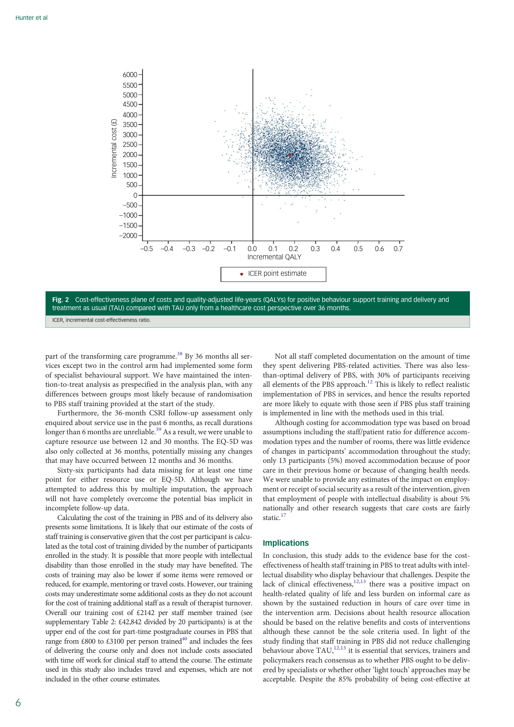Incremental cost (£)

6000
5500
5000
4500
4000
3500
3000
2500
2000
1500
1000
500
0
−500
−1000
−1500
−2000

−0.5 −0.4 −0.3 −0.2 −0.1 0.0 0.1 0.2 0.3 0.4 0.5 0.6 0.7

Incremental QALY

ICER point estimate

**Fig. 2** Cost-effectiveness plane of costs and quality-adjusted life-years (QALYs) for positive behaviour support training and delivery and treatment as usual (TAU) compared with TAU only from a healthcare cost perspective over 36 months.

ICER, incremental cost-effectiveness ratio.

part of the transforming care programme.[38] By 36 months all services except two in the control arm had implemented some form of specialist behavioural support. We have maintained the intention-to-treat analysis as prespecified in the analysis plan, with any differences between groups most likely because of randomisation to PBS staff training provided at the start of the study.

Furthermore, the 36-month CSRI follow-up assessment only enquired about service use in the past 6 months, as recall durations longer than 6 months are unreliable.[39] As a result, we were unable to capture resource use between 12 and 30 months. The EQ-5D was also only collected at 36 months, potentially missing any changes that may have occurred between 12 months and 36 months.

Sixty-six participants had data missing for at least one time point for either resource use or EQ-5D. Although we have attempted to address this by multiple imputation, the approach will not have completely overcome the potential bias implicit in incomplete follow-up data.

Calculating the cost of the training in PBS and of its delivery also presents some limitations. It is likely that our estimate of the costs of staff training is conservative given that the cost per participant is calculated as the total cost of training divided by the number of participants enrolled in the study. It is possible that more people with intellectual disability than those enrolled in the study may have benefited. The costs of training may also be lower if some items were removed or reduced, for example, mentoring or travel costs. However, our training costs may underestimate some additional costs as they do not account for the cost of training additional staff as a result of therapist turnover. Overall our training cost of £2142 per staff member trained (see supplementary Table 2: £42,842 divided by 20 participants) is at the upper end of the cost for part-time postgraduate courses in PBS that range from £800 to £3100 per person trained[40] and includes the fees of delivering the course only and does not include costs associated with time off work for clinical staff to attend the course. The estimate used in this study also includes travel and expenses, which are not included in the other course estimates.

Not all staff completed documentation on the amount of time they spent delivering PBS-related activities. There was also less-than-optimal delivery of PBS, with 30% of participants receiving all elements of the PBS approach.[12] This is likely to reflect realistic implementation of PBS in services, and hence the results reported are more likely to equate with those seen if PBS plus staff training is implemented in line with the methods used in this trial.

Although costing for accommodation type was based on broad assumptions including the staff/patient ratio for difference accommodation types and the number of rooms, there was little evidence of changes in participants' accommodation throughout the study; only 13 participants (5%) moved accommodation because of poor care in their previous home or because of changing health needs. We were unable to provide any estimates of the impact on employment or receipt of social security as a result of the intervention, given that employment of people with intellectual disability is about 5% nationally and other research suggests that care costs are fairly static.[17]

## Implications

In conclusion, this study adds to the evidence base for the cost-effectiveness of health staff training in PBS to treat adults with intellectual disability who display behaviour that challenges. Despite the lack of clinical effectiveness,[12,13] there was a positive impact on health-related quality of life and less burden on informal care as shown by the sustained reduction in hours of care over time in the intervention arm. Decisions about health resource allocation should be based on the relative benefits and costs of interventions although these cannot be the sole criteria used. In light of the study finding that staff training in PBS did not reduce challenging behaviour above TAU,[12,13] it is essential that services, trainers and policymakers reach consensus as to whether PBS ought to be delivered by specialists or whether other 'light touch' approaches may be acceptable. Despite the 85% probability of being cost-effective at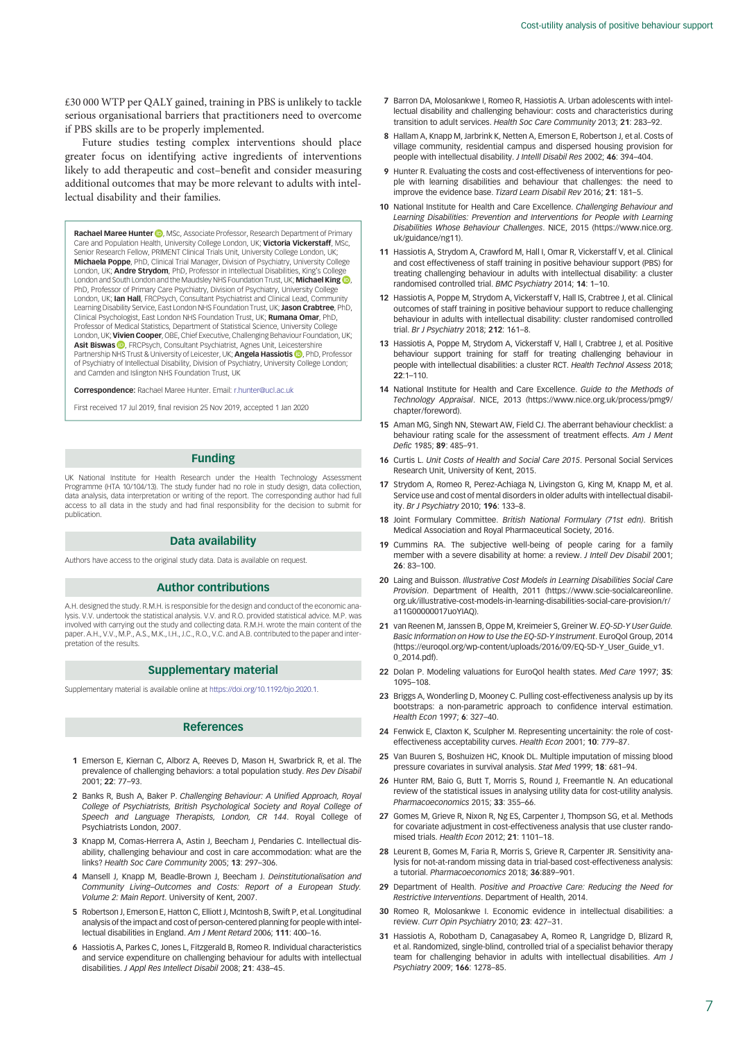£30 000 WTP per QALY gained, training in PBS is unlikely to tackle serious organisational barriers that practitioners need to overcome if PBS skills are to be properly implemented.

Future studies testing complex interventions should place greater focus on identifying active ingredients of interventions likely to add therapeutic and cost–benefit and consider measuring additional outcomes that may be more relevant to adults with intellectual disability and their families.

**Rachael Maree Hunter**, MSc, Associate Professor, Research Department of Primary Care and Population Health, University College London, UK; **Victoria Vickerstaff**, MSc, Senior Research Fellow, PRIMENT Clinical Trials Unit, University College London, UK; **Michaela Poppe**, PhD, Clinical Trial Manager, Division of Psychiatry, University College London, UK; **Andre Strydom**, PhD, Professor in Intellectual Disabilities, King's College London and South London and the Maudsley NHS Foundation Trust, UK; **Michael King**, PhD, Professor of Primary Care Psychiatry, Division of Psychiatry, University College London, UK; **Ian Hall**, FRCPsych, Consultant Psychiatrist and Clinical Lead, Community Learning Disability Service, East London NHS Foundation Trust, UK; **Jason Crabtree**, PhD, Clinical Psychologist, East London NHS Foundation Trust, UK; **Rumana Omar**, PhD, Professor of Medical Statistics, Department of Statistical Science, University College London, UK; **Vivien Cooper**, OBE, Chief Executive, Challenging Behaviour Foundation, UK; **Asit Biswas**, FRCPsych, Consultant Psychiatrist, Agnes Unit, Leicestershire Partnership NHS Trust & University of Leicester, UK; **Angela Hassiotis**, PhD, Professor of Psychiatry of Intellectual Disability, Division of Psychiatry, University College London; and Camden and Islington NHS Foundation Trust, UK

**Correspondence:** Rachael Maree Hunter. Email: r.hunter@ucl.ac.uk

First received 17 Jul 2019, final revision 25 Nov 2019, accepted 1 Jan 2020

## Funding

UK National Institute for Health Research under the Health Technology Assessment Programme (HTA 10/104/13). The study funder had no role in study design, data collection, data analysis, data interpretation or writing of the report. The corresponding author had full access to all data in the study and had final responsibility for the decision to submit for publication.

## Data availability

Authors have access to the original study data. Data is available on request.

## Author contributions

A.H. designed the study. R.M.H. is responsible for the design and conduct of the economic analysis. V.V. undertook the statistical analysis. V.V. and R.O. provided statistical advice. M.P. was involved with carrying out the study and collecting the data. R.M.H. wrote the main content of the paper. A.H., V.V., M.P., A.S., M.K., I.H., J.C., R.O., V.C. and A.B. contributed to the paper and interpretation of the results.

## Supplementary material

Supplementary material is available online at https://doi.org/10.1192/bjo.2020.1.

## References

1 Emerson E, Kiernan C, Alborz A, Reeves D, Mason H, Swarbrick R, et al. The prevalence of challenging behaviors: a total population study. *Res Dev Disabil* 2001; **22**: 77–93.

2 Banks R, Bush A, Baker P. *Challenging Behaviour: A Unified Approach, Royal College of Psychiatrists, British Psychological Society and Royal College of Speech and Language Therapists, London, CR 144*. Royal College of Psychiatrists London, 2007.

3 Knapp M, Comas-Herrera A, Astin J, Beecham J, Pendaries C. Intellectual disability, challenging behaviour and cost in care accommodation: what are the links? *Health Soc Care Community* 2005; **13**: 297–306.

4 Mansell J, Knapp M, Beadle-Brown J, Beecham J. *Deinstitutionalisation and Community Living–Outcomes and Costs: Report of a European Study. Volume 2: Main Report*. University of Kent, 2007.

5 Robertson J, Emerson E, Hatton C, Elliott J, McIntosh B, Swift P, et al. Longitudinal analysis of the impact and cost of person-centered planning for people with intellectual disabilities in England. *Am J Ment Retard* 2006; **111**: 400–16.

6 Hassiotis A, Parkes C, Jones L, Fitzgerald B, Romeo R. Individual characteristics and service expenditure on challenging behaviour for adults with intellectual disabilities. *J Appl Res Intellect Disabil* 2008; **21**: 438–45.

7 Barron DA, Molosankwe I, Romeo R, Hassiotis A. Urban adolescents with intellectual disability and challenging behaviour: costs and characteristics during transition to adult services. *Health Soc Care Community* 2013; **21**: 283–92.

8 Hallam A, Knapp M, Jarbrink K, Netten A, Emerson E, Robertson J, et al. Costs of village community, residential campus and dispersed housing provision for people with intellectual disability. *J Intell Disabil Res* 2002; **46**: 394–404.

9 Hunter R. Evaluating the costs and cost-effectiveness of interventions for people with learning disabilities and behaviour that challenges: the need to improve the evidence base. *Tizard Learn Disabil Rev* 2016; **21**: 181–5.

10 National Institute for Health and Care Excellence. *Challenging Behaviour and Learning Disabilities: Prevention and Interventions for People with Learning Disabilities Whose Behaviour Challenges*. NICE, 2015 (https://www.nice.org.uk/guidance/ng11).

11 Hassiotis A, Strydom A, Crawford M, Hall I, Omar R, Vickerstaff V, et al. Clinical and cost effectiveness of staff training in positive behaviour support (PBS) for treating challenging behaviour in adults with intellectual disability: a cluster randomised controlled trial. *BMC Psychiatry* 2014; **14**: 1–10.

12 Hassiotis A, Poppe M, Strydom A, Vickerstaff V, Hall IS, Crabtree J, et al. Clinical outcomes of staff training in positive behaviour support to reduce challenging behaviour in adults with intellectual disability: cluster randomised controlled trial. *Br J Psychiatry* 2018; **212**: 161–8.

13 Hassiotis A, Poppe M, Strydom A, Vickerstaff V, Hall I, Crabtree J, et al. Positive behaviour support training for staff for treating challenging behaviour in people with intellectual disabilities: a cluster RCT. *Health Technol Assess* 2018; **22**:1–110.

14 National Institute for Health and Care Excellence. *Guide to the Methods of Technology Appraisal*. NICE, 2013 (https://www.nice.org.uk/process/pmg9/chapter/foreword).

15 Aman MG, Singh NN, Stewart AW, Field CJ. The aberrant behaviour checklist: a behaviour rating scale for the assessment of treatment effects. *Am J Ment Defic* 1985; **89**: 485–91.

16 Curtis L. *Unit Costs of Health and Social Care 2015*. Personal Social Services Research Unit, University of Kent, 2015.

17 Strydom A, Romeo R, Perez-Achiaga N, Livingston G, King M, Knapp M, et al. Service use and cost of mental disorders in older adults with intellectual disability. *Br J Psychiatry* 2010; **196**: 133–8.

18 Joint Formulary Committee. *British National Formulary (71st edn)*. British Medical Association and Royal Pharmaceutical Society, 2016.

19 Cummins RA. The subjective well-being of people caring for a family member with a severe disability at home: a review. *J Intell Dev Disabil* 2001; **26**: 83–100.

20 Laing and Buisson. *Illustrative Cost Models in Learning Disabilities Social Care Provision*. Department of Health, 2011 (https://www.scie-socialcareonline.org.uk/illustrative-cost-models-in-learning-disabilities-social-care-provision/r/a11G00000017uoYIAQ).

21 van Reenen M, Janssen B, Oppe M, Kreimeier S, Greiner W. *EQ-5D-Y User Guide. Basic Information on How to Use the EQ-5D-Y Instrument*. EuroQol Group, 2014 (https://euroqol.org/wp-content/uploads/2016/09/EQ-5D-Y_User_Guide_v1.0_2014.pdf).

22 Dolan P. Modeling valuations for EuroQol health states. *Med Care* 1997; **35**: 1095–108.

23 Briggs A, Wonderling D, Mooney C. Pulling cost-effectiveness analysis up by its bootstraps: a non-parametric approach to confidence interval estimation. *Health Econ* 1997; **6**: 327–40.

24 Fenwick E, Claxton K, Sculpher M. Representing uncertainty: the role of cost-effectiveness acceptability curves. *Health Econ* 2001; **10**: 779–87.

25 Van Buuren S, Boshuizen HC, Knook DL. Multiple imputation of missing blood pressure covariates in survival analysis. *Stat Med* 1999; **18**: 681–94.

26 Hunter RM, Baio G, Butt T, Morris S, Round J, Freemantle N. An educational review of the statistical issues in analysing utility data for cost-utility analysis. *Pharmacoeconomics* 2015; **33**: 355–66.

27 Gomes M, Grieve R, Nixon R, Ng ES, Carpenter J, Thompson SG, et al. Methods for covariate adjustment in cost-effectiveness analysis that use cluster randomised trials. *Health Econ* 2012; **21**: 1101–18.

28 Leurent B, Gomes M, Faria R, Morris S, Grieve R, Carpenter JR. Sensitivity analysis for not-at-random missing data in trial-based cost-effectiveness analysis: a tutorial. *Pharmacoeconomics* 2018; **36**:889–901.

29 Department of Health. *Positive and Proactive Care: Reducing the Need for Restrictive Interventions*. Department of Health, 2014.

30 Romeo R, Molosankwe I. Economic evidence in intellectual disabilities: a review. *Curr Opin Psychiatry* 2010; **23**: 427–31.

31 Hassiotis A, Robotham D, Canagasabey A, Romeo R, Langridge D, Blizard R, et al. Randomized, single-blind, controlled trial of a specialist behavior therapy team for challenging behavior in adults with intellectual disabilities. *Am J Psychiatry* 2009; **166**: 1278–85.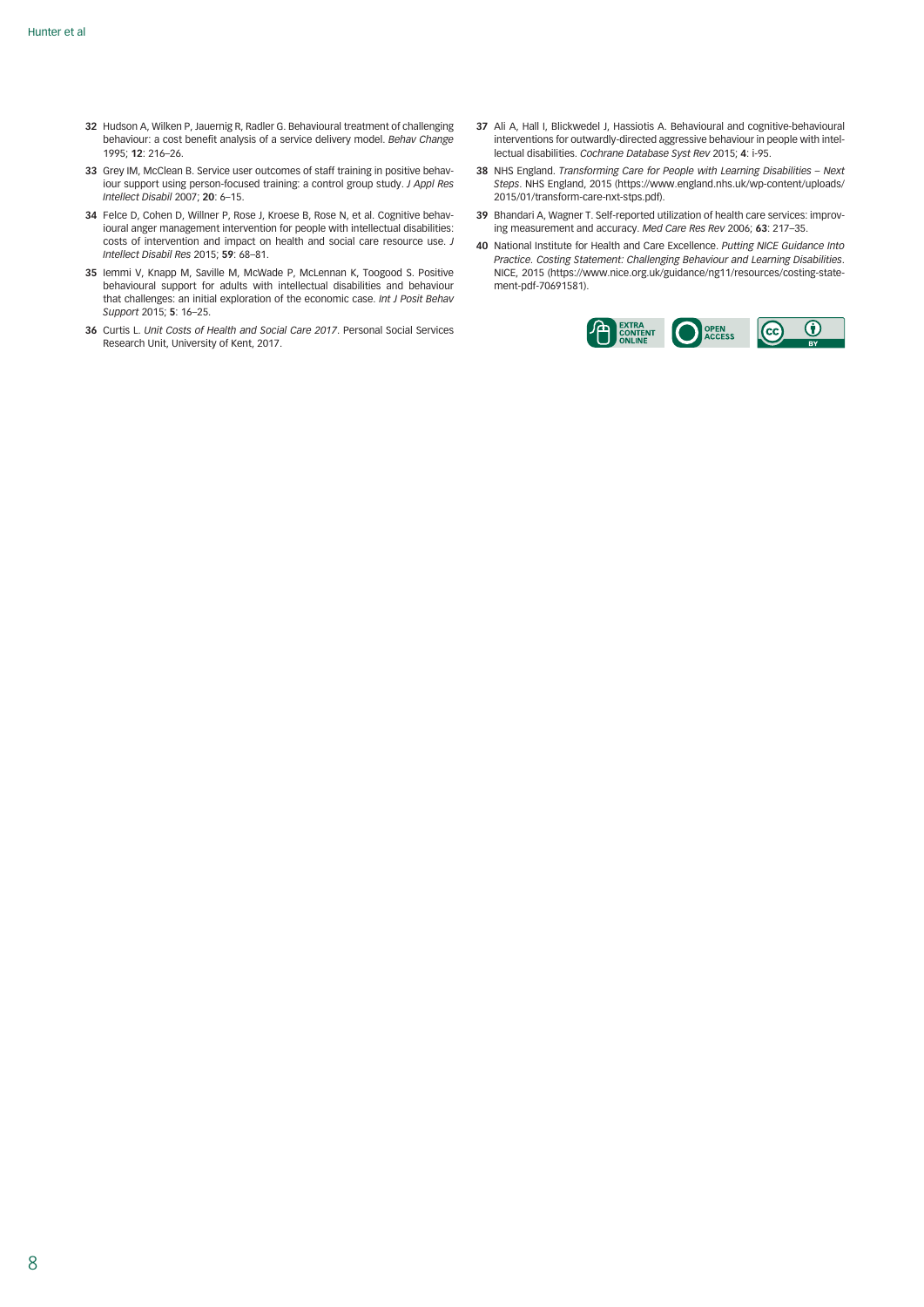32 Hudson A, Wilken P, Jauernig R, Radler G. Behavioural treatment of challenging behaviour: a cost benefit analysis of a service delivery model. *Behav Change* 1995; **12**: 216–26.

33 Grey IM, McClean B. Service user outcomes of staff training in positive behaviour support using person-focused training: a control group study. *J Appl Res Intellect Disabil* 2007; **20**: 6–15.

34 Felce D, Cohen D, Willner P, Rose J, Kroese B, Rose N, et al. Cognitive behavioural anger management intervention for people with intellectual disabilities: costs of intervention and impact on health and social care resource use. *J Intellect Disabil Res* 2015; **59**: 68–81.

35 Iemmi V, Knapp M, Saville M, McWade P, McLennan K, Toogood S. Positive behavioural support for adults with intellectual disabilities and behaviour that challenges: an initial exploration of the economic case. *Int J Posit Behav Support* 2015; **5**: 16–25.

36 Curtis L. *Unit Costs of Health and Social Care 2017*. Personal Social Services Research Unit, University of Kent, 2017.

37 Ali A, Hall I, Blickwedel J, Hassiotis A. Behavioural and cognitive-behavioural interventions for outwardly-directed aggressive behaviour in people with intellectual disabilities. *Cochrane Database Syst Rev* 2015; **4**: i-95.

38 NHS England. *Transforming Care for People with Learning Disabilities – Next Steps*. NHS England, 2015 (https://www.england.nhs.uk/wp-content/uploads/2015/01/transform-care-nxt-stps.pdf).

39 Bhandari A, Wagner T. Self-reported utilization of health care services: improving measurement and accuracy. *Med Care Res Rev* 2006; **63**: 217–35.

40 National Institute for Health and Care Excellence. *Putting NICE Guidance Into Practice. Costing Statement: Challenging Behaviour and Learning Disabilities*. NICE, 2015 (https://www.nice.org.uk/guidance/ng11/resources/costing-statement-pdf-70691581).

EXTRA CONTENT ONLINE

OPEN ACCESS